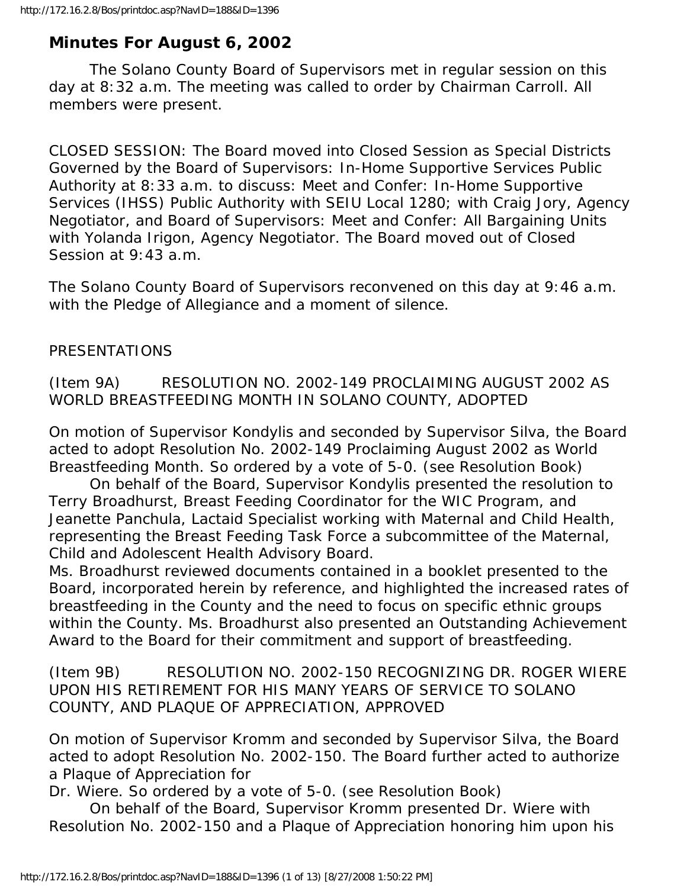# Minutes For August 6, 2002

The Solano County Board of Supervisors met in regular session on this day at 8:32 a.m. The meeting was called to order by Chairman Carroll. All members were present.

CLOSED SESSION: The Board moved into Closed Session as Special Districts Governed by the Board of Supervisors: In-Home Supportive Services Public Authority at 8:33 a.m. to discuss: Meet and Confer: In-Home Supportive Services (IHSS) Public Authority with SEIU Local 1280; with Craig Jory, Agency Negotiator, and Board of Supervisors: Meet and Confer: All Bargaining Units with Yolanda Irigon, Agency Negotiator. The Board moved out of Closed Session at 9:43 a.m.

The Solano County Board of Supervisors reconvened on this day at 9:46 a.m. with the Pledge of Allegiance and a moment of silence.

PRESENTATIONS

(Item 9A) RESOLUTION NO. 2002-149 PROCLAIMING AUGUST 2002 AS WORLD BREASTFEEDING MONTH IN SOLANO COUNTY, ADOPTED

On motion of Supervisor Kondylis and seconded by Supervisor Silva, the Board acted to adopt Resolution No. 2002-149 Proclaiming August 2002 as World Breastfeeding Month. So ordered by a vote of 5-0. (see Resolution Book)

On behalf of the Board, Supervisor Kondylis presented the resolution to Terry Broadhurst, Breast Feeding Coordinator for the WIC Program, and Jeanette Panchula, Lactaid Specialist working with Maternal and Child Health, representing the Breast Feeding Task Force a subcommittee of the Maternal, Child and Adolescent Health Advisory Board.

Ms. Broadhurst reviewed documents contained in a booklet presented to the Board, incorporated herein by reference, and highlighted the increased rates of breastfeeding in the County and the need to focus on specific ethnic groups within the County. Ms. Broadhurst also presented an Outstanding Achievement Award to the Board for their commitment and support of breastfeeding.

(Item 9B) RESOLUTION NO. 2002-150 RECOGNIZING DR. ROGER WIERE UPON HIS RETIREMENT FOR HIS MANY YEARS OF SERVICE TO SOLANO COUNTY, AND PLAQUE OF APPRECIATION, APPROVED

On motion of Supervisor Kromm and seconded by Supervisor Silva, the Board acted to adopt Resolution No. 2002-150. The Board further acted to authorize a Plaque of Appreciation for Dr. Wiere. So ordered by a vote of 5-0. (see Resolution Book)

On behalf of the Board, Supervisor Kromm presented Dr. Wiere with Resolution No. 2002-150 and a Plaque of Appreciation honoring him upon his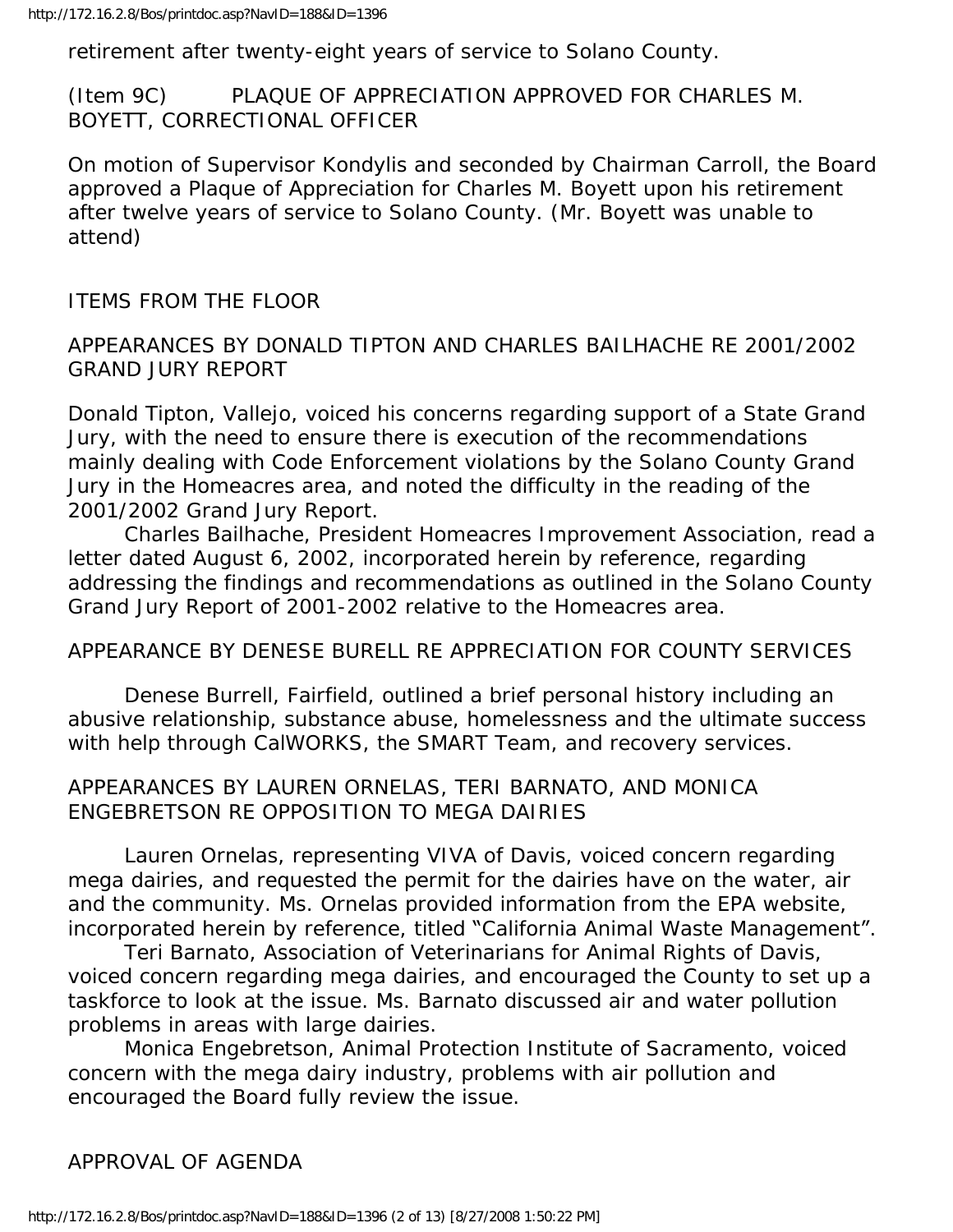retirement after twenty-eight years of service to Solano County.

(Item 9C) PLAQUE OF APPRECIATION APPROVED FOR CHARLES M. BOYETT, CORRECTIONAL OFFICER

On motion of Supervisor Kondylis and seconded by Chairman Carroll, the Board approved a Plaque of Appreciation for Charles M. Boyett upon his retirement after twelve years of service to Solano County. (Mr. Boyett was unable to attend)

ITEMS FROM THE FLOOR

APPEARANCES BY DONALD TIPTON AND CHARLES BAILHACHE RE 2001/2002 GRAND JURY REPORT

Donald Tipton, Vallejo, voiced his concerns regarding support of a State Grand Jury, with the need to ensure there is execution of the recommendations mainly dealing with Code Enforcement violations by the Solano County Grand Jury in the Homeacres area, and noted the difficulty in the reading of the 2001/2002 Grand Jury Report.

Charles Bailhache, President Homeacres Improvement Association, read a letter dated August 6, 2002, incorporated herein by reference, regarding addressing the findings and recommendations as outlined in the Solano County Grand Jury Report of 2001-2002 relative to the Homeacres area.

APPEARANCE BY DENESE BURELL RE APPRECIATION FOR COUNTY SERVICES

Denese Burrell, Fairfield, outlined a brief personal history including an abusive relationship, substance abuse, homelessness and the ultimate success with help through CalWORKS, the SMART Team, and recovery services.

APPEARANCES BY LAUREN ORNELAS, TERI BARNATO, AND MONICA ENGEBRETSON RE OPPOSITION TO MEGA DAIRIES

Lauren Ornelas, representing VIVA of Davis, voiced concern regarding mega dairies, and requested the permit for the dairies have on the water, air and the community. Ms. Ornelas provided information from the EPA website, incorporated herein by reference, titled "California Animal Waste Management".

Teri Barnato, Association of Veterinarians for Animal Rights of Davis, voiced concern regarding mega dairies, and encouraged the County to set up a taskforce to look at the issue. Ms. Barnato discussed air and water pollution problems in areas with large dairies.

Monica Engebretson, Animal Protection Institute of Sacramento, voiced concern with the mega dairy industry, problems with air pollution and encouraged the Board fully review the issue.

APPROVAL OF AGENDA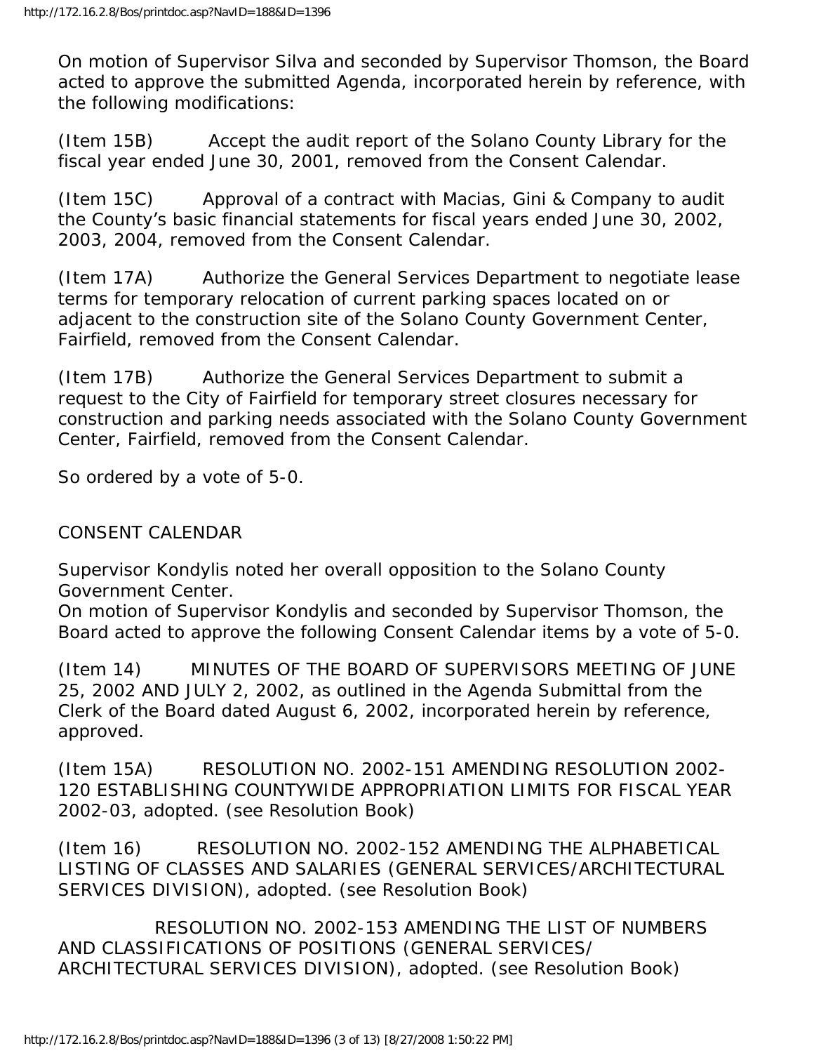On motion of Supervisor Silva and seconded by Supervisor Thomson, the Board acted to approve the submitted Agenda, incorporated herein by reference, with the following modifications:

(Item 15B) Accept the audit report of the Solano County Library for the fiscal year ended June 30, 2001, removed from the Consent Calendar.

(Item 15C) Approval of a contract with Macias, Gini & Company to audit the County's basic financial statements for fiscal years ended June 30, 2002, 2003, 2004, removed from the Consent Calendar.

(Item 17A) Authorize the General Services Department to negotiate lease terms for temporary relocation of current parking spaces located on or adjacent to the construction site of the Solano County Government Center, Fairfield, removed from the Consent Calendar.

(Item 17B) Authorize the General Services Department to submit a request to the City of Fairfield for temporary street closures necessary for construction and parking needs associated with the Solano County Government Center, Fairfield, removed from the Consent Calendar.

So ordered by a vote of 5-0.

CONSENT CALENDAR

Supervisor Kondylis noted her overall opposition to the Solano County Government Center.
On motion of Supervisor Kondylis and seconded by Supervisor Thomson, the Board acted to approve the following Consent Calendar items by a vote of 5-0.

(Item 14) MINUTES OF THE BOARD OF SUPERVISORS MEETING OF JUNE 25, 2002 AND JULY 2, 2002, as outlined in the Agenda Submittal from the Clerk of the Board dated August 6, 2002, incorporated herein by reference, approved.

(Item 15A) RESOLUTION NO. 2002-151 AMENDING RESOLUTION 2002-120 ESTABLISHING COUNTYWIDE APPROPRIATION LIMITS FOR FISCAL YEAR 2002-03, adopted. (see Resolution Book)

(Item 16) RESOLUTION NO. 2002-152 AMENDING THE ALPHABETICAL LISTING OF CLASSES AND SALARIES (GENERAL SERVICES/ARCHITECTURAL SERVICES DIVISION), adopted. (see Resolution Book)

RESOLUTION NO. 2002-153 AMENDING THE LIST OF NUMBERS AND CLASSIFICATIONS OF POSITIONS (GENERAL SERVICES/ ARCHITECTURAL SERVICES DIVISION), adopted. (see Resolution Book)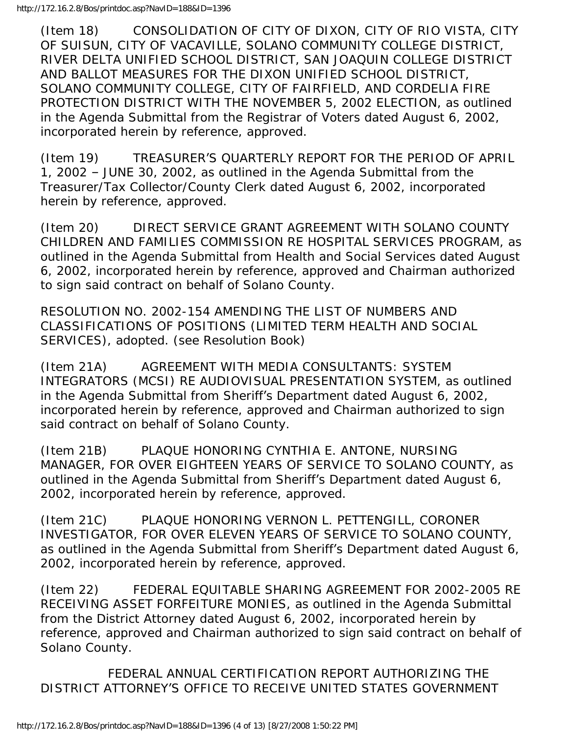(Item 18) CONSOLIDATION OF CITY OF DIXON, CITY OF RIO VISTA, CITY OF SUISUN, CITY OF VACAVILLE, SOLANO COMMUNITY COLLEGE DISTRICT, RIVER DELTA UNIFIED SCHOOL DISTRICT, SAN JOAQUIN COLLEGE DISTRICT AND BALLOT MEASURES FOR THE DIXON UNIFIED SCHOOL DISTRICT, SOLANO COMMUNITY COLLEGE, CITY OF FAIRFIELD, AND CORDELIA FIRE PROTECTION DISTRICT WITH THE NOVEMBER 5, 2002 ELECTION, as outlined in the Agenda Submittal from the Registrar of Voters dated August 6, 2002, incorporated herein by reference, approved.

(Item 19) TREASURER'S QUARTERLY REPORT FOR THE PERIOD OF APRIL 1, 2002 – JUNE 30, 2002, as outlined in the Agenda Submittal from the Treasurer/Tax Collector/County Clerk dated August 6, 2002, incorporated herein by reference, approved.

(Item 20) DIRECT SERVICE GRANT AGREEMENT WITH SOLANO COUNTY CHILDREN AND FAMILIES COMMISSION RE HOSPITAL SERVICES PROGRAM, as outlined in the Agenda Submittal from Health and Social Services dated August 6, 2002, incorporated herein by reference, approved and Chairman authorized to sign said contract on behalf of Solano County.

RESOLUTION NO. 2002-154 AMENDING THE LIST OF NUMBERS AND CLASSIFICATIONS OF POSITIONS (LIMITED TERM HEALTH AND SOCIAL SERVICES), adopted. (see Resolution Book)

(Item 21A) AGREEMENT WITH MEDIA CONSULTANTS: SYSTEM INTEGRATORS (MCSI) RE AUDIOVISUAL PRESENTATION SYSTEM, as outlined in the Agenda Submittal from Sheriff's Department dated August 6, 2002, incorporated herein by reference, approved and Chairman authorized to sign said contract on behalf of Solano County.

(Item 21B) PLAQUE HONORING CYNTHIA E. ANTONE, NURSING MANAGER, FOR OVER EIGHTEEN YEARS OF SERVICE TO SOLANO COUNTY, as outlined in the Agenda Submittal from Sheriff's Department dated August 6, 2002, incorporated herein by reference, approved.

(Item 21C) PLAQUE HONORING VERNON L. PETTENGILL, CORONER INVESTIGATOR, FOR OVER ELEVEN YEARS OF SERVICE TO SOLANO COUNTY, as outlined in the Agenda Submittal from Sheriff's Department dated August 6, 2002, incorporated herein by reference, approved.

(Item 22) FEDERAL EQUITABLE SHARING AGREEMENT FOR 2002-2005 RE RECEIVING ASSET FORFEITURE MONIES, as outlined in the Agenda Submittal from the District Attorney dated August 6, 2002, incorporated herein by reference, approved and Chairman authorized to sign said contract on behalf of Solano County.

FEDERAL ANNUAL CERTIFICATION REPORT AUTHORIZING THE DISTRICT ATTORNEY'S OFFICE TO RECEIVE UNITED STATES GOVERNMENT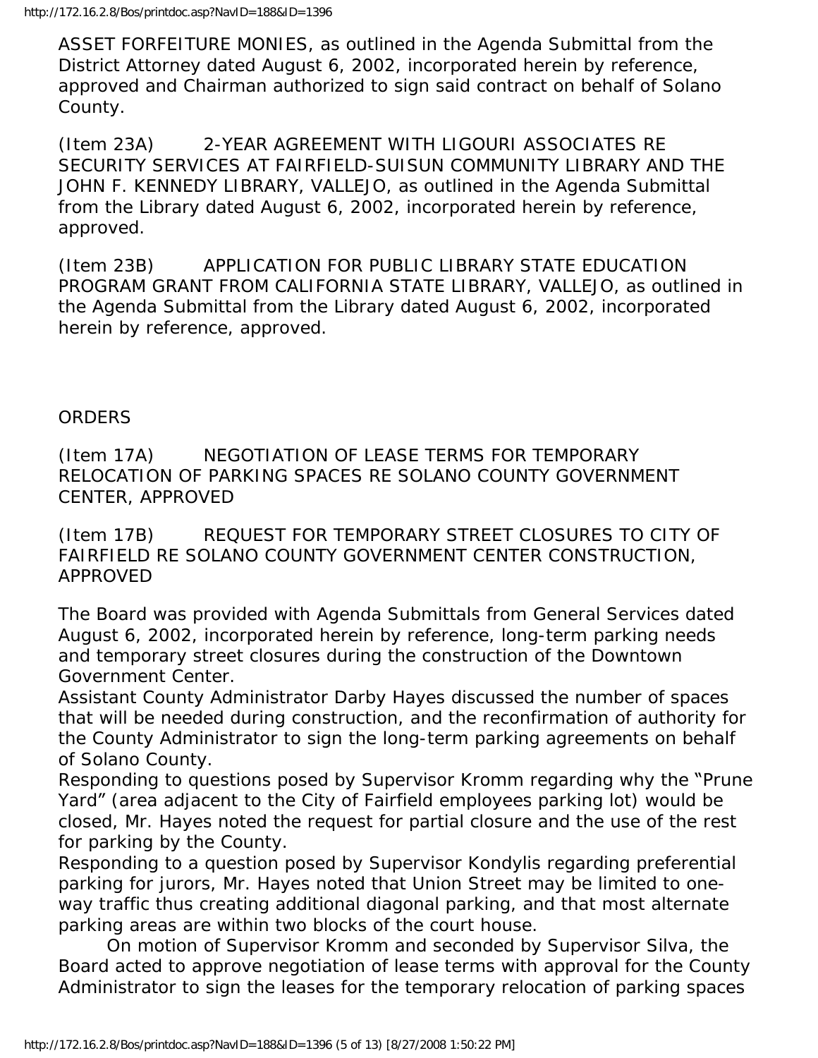ASSET FORFEITURE MONIES, as outlined in the Agenda Submittal from the District Attorney dated August 6, 2002, incorporated herein by reference, approved and Chairman authorized to sign said contract on behalf of Solano County.

(Item 23A) 2-YEAR AGREEMENT WITH LIGOURI ASSOCIATES RE SECURITY SERVICES AT FAIRFIELD-SUISUN COMMUNITY LIBRARY AND THE JOHN F. KENNEDY LIBRARY, VALLEJO, as outlined in the Agenda Submittal from the Library dated August 6, 2002, incorporated herein by reference, approved.

(Item 23B) APPLICATION FOR PUBLIC LIBRARY STATE EDUCATION PROGRAM GRANT FROM CALIFORNIA STATE LIBRARY, VALLEJO, as outlined in the Agenda Submittal from the Library dated August 6, 2002, incorporated herein by reference, approved.

ORDERS

(Item 17A) NEGOTIATION OF LEASE TERMS FOR TEMPORARY RELOCATION OF PARKING SPACES RE SOLANO COUNTY GOVERNMENT CENTER, APPROVED

(Item 17B) REQUEST FOR TEMPORARY STREET CLOSURES TO CITY OF FAIRFIELD RE SOLANO COUNTY GOVERNMENT CENTER CONSTRUCTION, APPROVED

The Board was provided with Agenda Submittals from General Services dated August 6, 2002, incorporated herein by reference, long-term parking needs and temporary street closures during the construction of the Downtown Government Center.

Assistant County Administrator Darby Hayes discussed the number of spaces that will be needed during construction, and the reconfirmation of authority for the County Administrator to sign the long-term parking agreements on behalf of Solano County.

Responding to questions posed by Supervisor Kromm regarding why the "Prune Yard" (area adjacent to the City of Fairfield employees parking lot) would be closed, Mr. Hayes noted the request for partial closure and the use of the rest for parking by the County.

Responding to a question posed by Supervisor Kondylis regarding preferential parking for jurors, Mr. Hayes noted that Union Street may be limited to one-way traffic thus creating additional diagonal parking, and that most alternate parking areas are within two blocks of the court house.

On motion of Supervisor Kromm and seconded by Supervisor Silva, the Board acted to approve negotiation of lease terms with approval for the County Administrator to sign the leases for the temporary relocation of parking spaces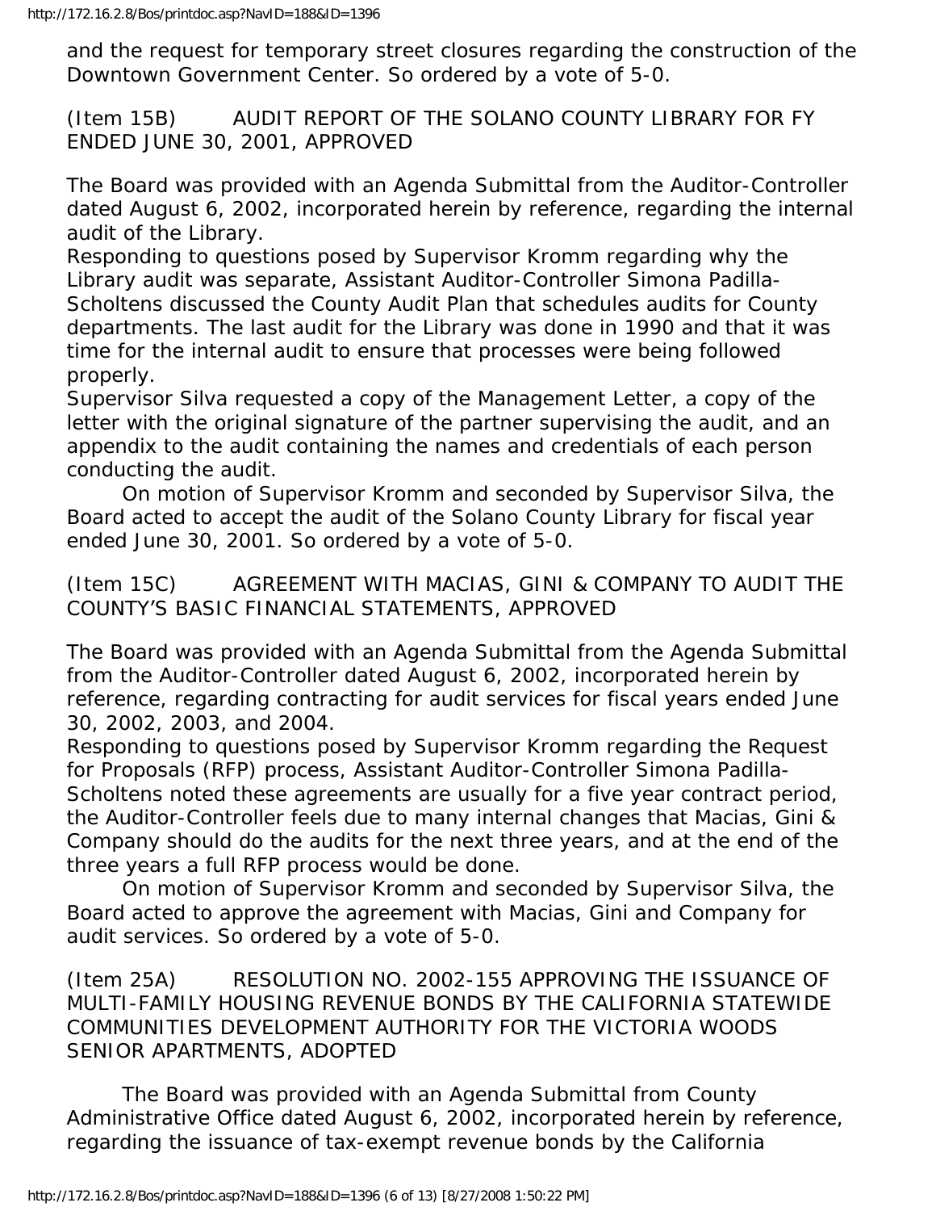and the request for temporary street closures regarding the construction of the Downtown Government Center. So ordered by a vote of 5-0.

(Item 15B) AUDIT REPORT OF THE SOLANO COUNTY LIBRARY FOR FY ENDED JUNE 30, 2001, APPROVED

The Board was provided with an Agenda Submittal from the Auditor-Controller dated August 6, 2002, incorporated herein by reference, regarding the internal audit of the Library.

Responding to questions posed by Supervisor Kromm regarding why the Library audit was separate, Assistant Auditor-Controller Simona Padilla-Scholtens discussed the County Audit Plan that schedules audits for County departments. The last audit for the Library was done in 1990 and that it was time for the internal audit to ensure that processes were being followed properly.

Supervisor Silva requested a copy of the Management Letter, a copy of the letter with the original signature of the partner supervising the audit, and an appendix to the audit containing the names and credentials of each person conducting the audit.

On motion of Supervisor Kromm and seconded by Supervisor Silva, the Board acted to accept the audit of the Solano County Library for fiscal year ended June 30, 2001. So ordered by a vote of 5-0.

(Item 15C) AGREEMENT WITH MACIAS, GINI & COMPANY TO AUDIT THE COUNTY'S BASIC FINANCIAL STATEMENTS, APPROVED

The Board was provided with an Agenda Submittal from the Agenda Submittal from the Auditor-Controller dated August 6, 2002, incorporated herein by reference, regarding contracting for audit services for fiscal years ended June 30, 2002, 2003, and 2004.

Responding to questions posed by Supervisor Kromm regarding the Request for Proposals (RFP) process, Assistant Auditor-Controller Simona Padilla-Scholtens noted these agreements are usually for a five year contract period, the Auditor-Controller feels due to many internal changes that Macias, Gini & Company should do the audits for the next three years, and at the end of the three years a full RFP process would be done.

On motion of Supervisor Kromm and seconded by Supervisor Silva, the Board acted to approve the agreement with Macias, Gini and Company for audit services. So ordered by a vote of 5-0.

(Item 25A) RESOLUTION NO. 2002-155 APPROVING THE ISSUANCE OF MULTI-FAMILY HOUSING REVENUE BONDS BY THE CALIFORNIA STATEWIDE COMMUNITIES DEVELOPMENT AUTHORITY FOR THE VICTORIA WOODS SENIOR APARTMENTS, ADOPTED

The Board was provided with an Agenda Submittal from County Administrative Office dated August 6, 2002, incorporated herein by reference, regarding the issuance of tax-exempt revenue bonds by the California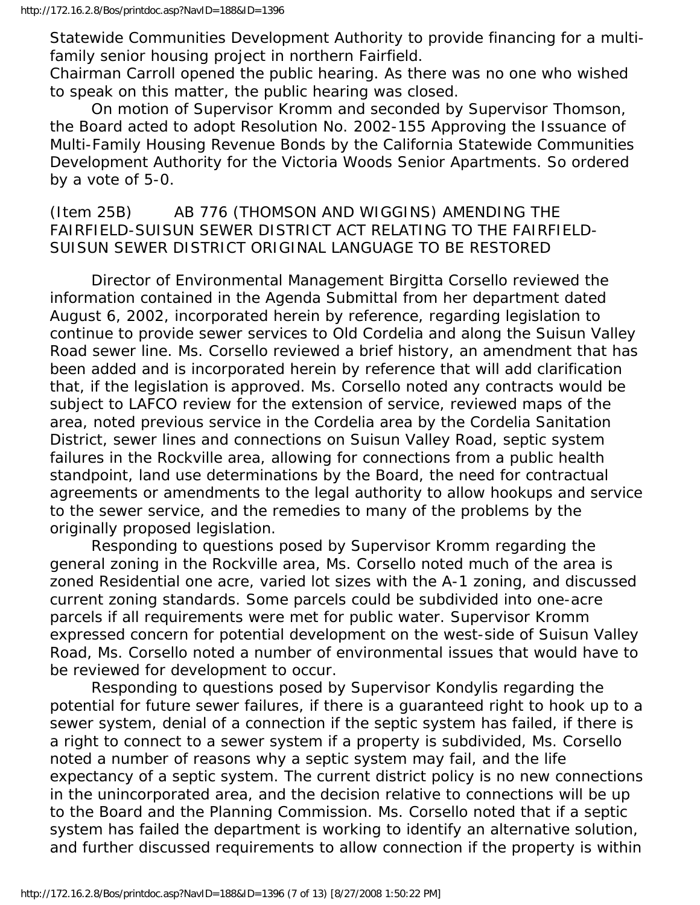Statewide Communities Development Authority to provide financing for a multi-family senior housing project in northern Fairfield.

Chairman Carroll opened the public hearing. As there was no one who wished to speak on this matter, the public hearing was closed.

On motion of Supervisor Kromm and seconded by Supervisor Thomson, the Board acted to adopt Resolution No. 2002-155 Approving the Issuance of Multi-Family Housing Revenue Bonds by the California Statewide Communities Development Authority for the Victoria Woods Senior Apartments. So ordered by a vote of 5-0.

(Item 25B) AB 776 (THOMSON AND WIGGINS) AMENDING THE FAIRFIELD-SUISUN SEWER DISTRICT ACT RELATING TO THE FAIRFIELD-SUISUN SEWER DISTRICT ORIGINAL LANGUAGE TO BE RESTORED

Director of Environmental Management Birgitta Corsello reviewed the information contained in the Agenda Submittal from her department dated August 6, 2002, incorporated herein by reference, regarding legislation to continue to provide sewer services to Old Cordelia and along the Suisun Valley Road sewer line. Ms. Corsello reviewed a brief history, an amendment that has been added and is incorporated herein by reference that will add clarification that, if the legislation is approved. Ms. Corsello noted any contracts would be subject to LAFCO review for the extension of service, reviewed maps of the area, noted previous service in the Cordelia area by the Cordelia Sanitation District, sewer lines and connections on Suisun Valley Road, septic system failures in the Rockville area, allowing for connections from a public health standpoint, land use determinations by the Board, the need for contractual agreements or amendments to the legal authority to allow hookups and service to the sewer service, and the remedies to many of the problems by the originally proposed legislation.

Responding to questions posed by Supervisor Kromm regarding the general zoning in the Rockville area, Ms. Corsello noted much of the area is zoned Residential one acre, varied lot sizes with the A-1 zoning, and discussed current zoning standards. Some parcels could be subdivided into one-acre parcels if all requirements were met for public water. Supervisor Kromm expressed concern for potential development on the west-side of Suisun Valley Road, Ms. Corsello noted a number of environmental issues that would have to be reviewed for development to occur.

Responding to questions posed by Supervisor Kondylis regarding the potential for future sewer failures, if there is a guaranteed right to hook up to a sewer system, denial of a connection if the septic system has failed, if there is a right to connect to a sewer system if a property is subdivided, Ms. Corsello noted a number of reasons why a septic system may fail, and the life expectancy of a septic system. The current district policy is no new connections in the unincorporated area, and the decision relative to connections will be up to the Board and the Planning Commission. Ms. Corsello noted that if a septic system has failed the department is working to identify an alternative solution, and further discussed requirements to allow connection if the property is within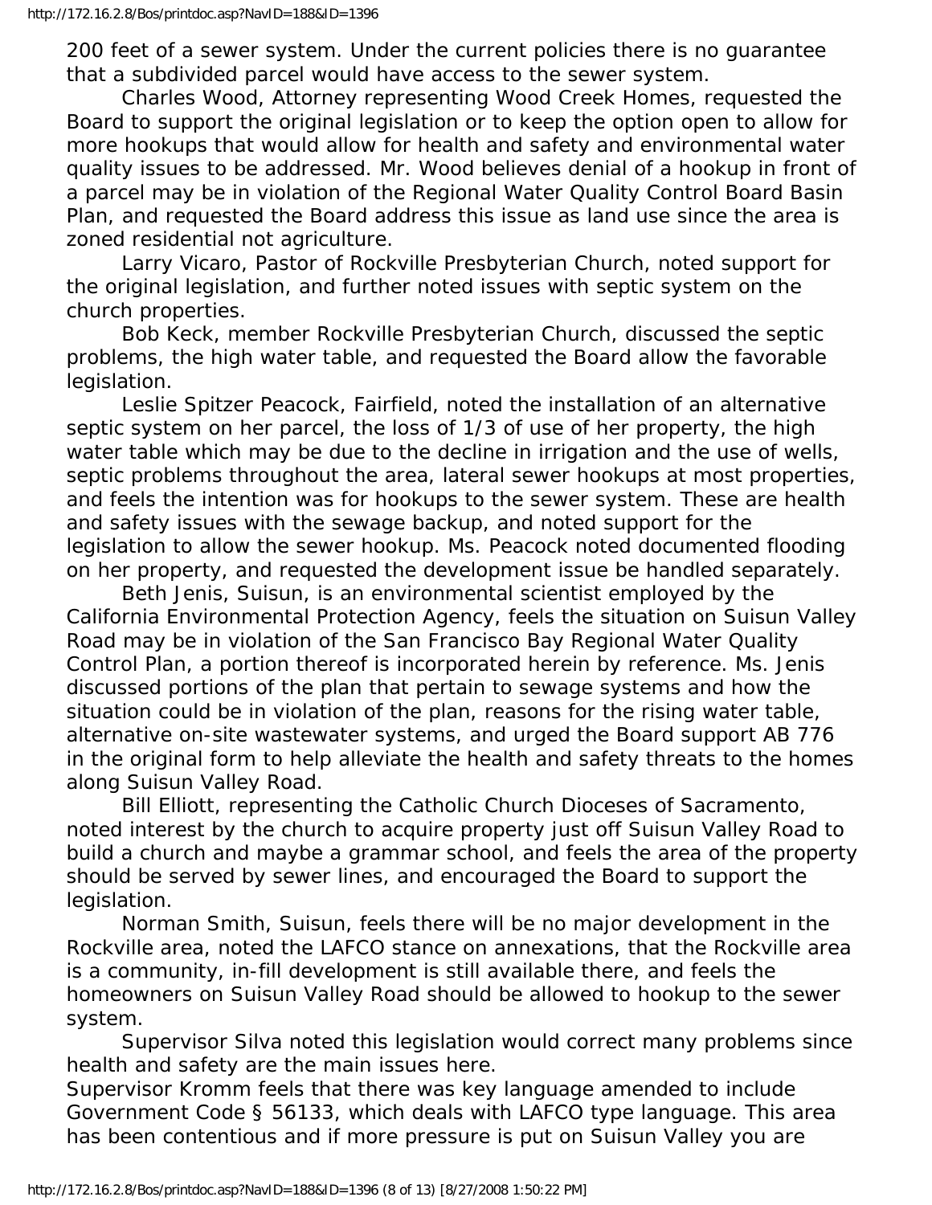200 feet of a sewer system. Under the current policies there is no guarantee that a subdivided parcel would have access to the sewer system.

Charles Wood, Attorney representing Wood Creek Homes, requested the Board to support the original legislation or to keep the option open to allow for more hookups that would allow for health and safety and environmental water quality issues to be addressed. Mr. Wood believes denial of a hookup in front of a parcel may be in violation of the Regional Water Quality Control Board Basin Plan, and requested the Board address this issue as land use since the area is zoned residential not agriculture.

Larry Vicaro, Pastor of Rockville Presbyterian Church, noted support for the original legislation, and further noted issues with septic system on the church properties.

Bob Keck, member Rockville Presbyterian Church, discussed the septic problems, the high water table, and requested the Board allow the favorable legislation.

Leslie Spitzer Peacock, Fairfield, noted the installation of an alternative septic system on her parcel, the loss of 1/3 of use of her property, the high water table which may be due to the decline in irrigation and the use of wells, septic problems throughout the area, lateral sewer hookups at most properties, and feels the intention was for hookups to the sewer system. These are health and safety issues with the sewage backup, and noted support for the legislation to allow the sewer hookup. Ms. Peacock noted documented flooding on her property, and requested the development issue be handled separately.

Beth Jenis, Suisun, is an environmental scientist employed by the California Environmental Protection Agency, feels the situation on Suisun Valley Road may be in violation of the San Francisco Bay Regional Water Quality Control Plan, a portion thereof is incorporated herein by reference. Ms. Jenis discussed portions of the plan that pertain to sewage systems and how the situation could be in violation of the plan, reasons for the rising water table, alternative on-site wastewater systems, and urged the Board support AB 776 in the original form to help alleviate the health and safety threats to the homes along Suisun Valley Road.

Bill Elliott, representing the Catholic Church Dioceses of Sacramento, noted interest by the church to acquire property just off Suisun Valley Road to build a church and maybe a grammar school, and feels the area of the property should be served by sewer lines, and encouraged the Board to support the legislation.

Norman Smith, Suisun, feels there will be no major development in the Rockville area, noted the LAFCO stance on annexations, that the Rockville area is a community, in-fill development is still available there, and feels the homeowners on Suisun Valley Road should be allowed to hookup to the sewer system.

Supervisor Silva noted this legislation would correct many problems since health and safety are the main issues here.

Supervisor Kromm feels that there was key language amended to include Government Code § 56133, which deals with LAFCO type language. This area has been contentious and if more pressure is put on Suisun Valley you are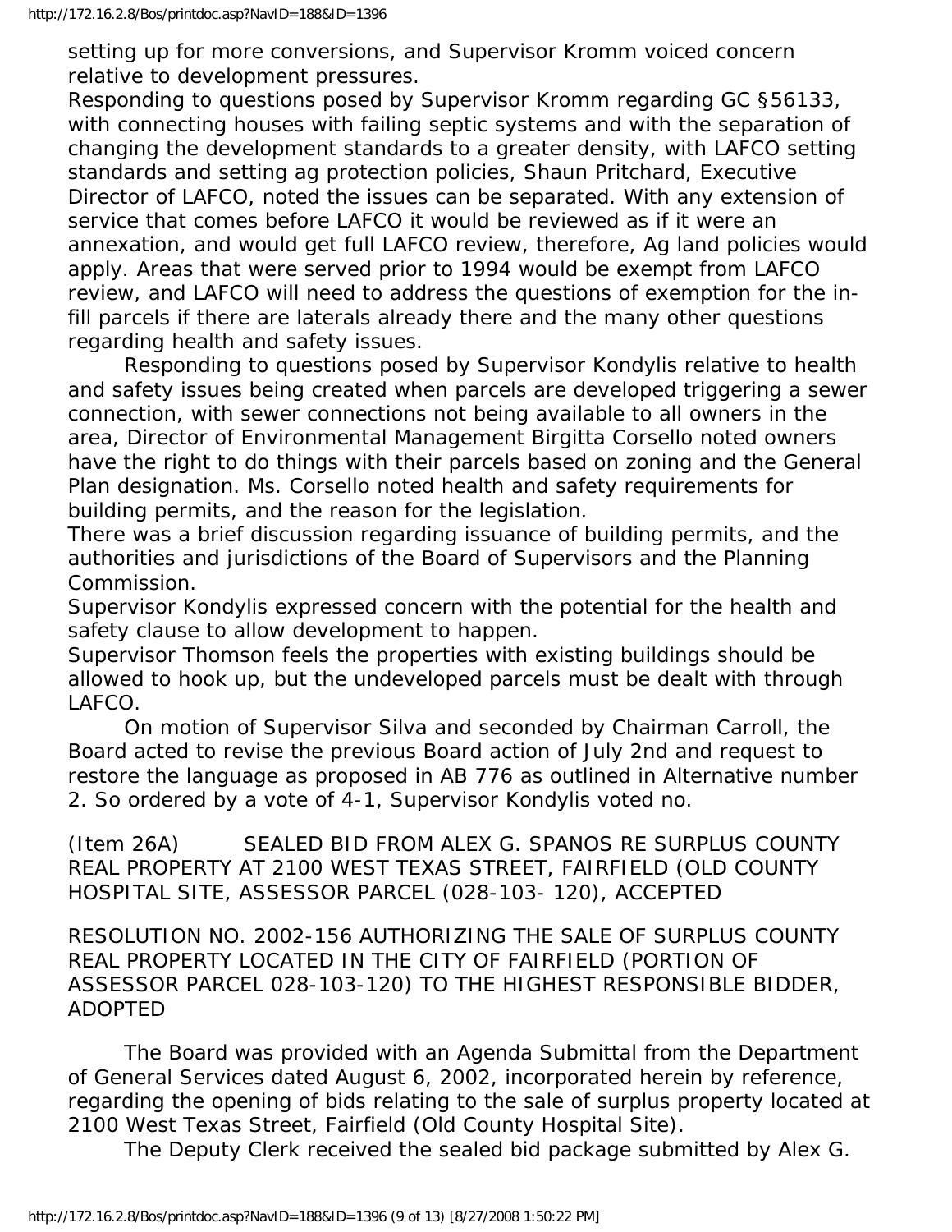setting up for more conversions, and Supervisor Kromm voiced concern relative to development pressures.

Responding to questions posed by Supervisor Kromm regarding GC §56133, with connecting houses with failing septic systems and with the separation of changing the development standards to a greater density, with LAFCO setting standards and setting ag protection policies, Shaun Pritchard, Executive Director of LAFCO, noted the issues can be separated. With any extension of service that comes before LAFCO it would be reviewed as if it were an annexation, and would get full LAFCO review, therefore, Ag land policies would apply. Areas that were served prior to 1994 would be exempt from LAFCO review, and LAFCO will need to address the questions of exemption for the in-fill parcels if there are laterals already there and the many other questions regarding health and safety issues.

Responding to questions posed by Supervisor Kondylis relative to health and safety issues being created when parcels are developed triggering a sewer connection, with sewer connections not being available to all owners in the area, Director of Environmental Management Birgitta Corsello noted owners have the right to do things with their parcels based on zoning and the General Plan designation. Ms. Corsello noted health and safety requirements for building permits, and the reason for the legislation.

There was a brief discussion regarding issuance of building permits, and the authorities and jurisdictions of the Board of Supervisors and the Planning Commission.

Supervisor Kondylis expressed concern with the potential for the health and safety clause to allow development to happen.

Supervisor Thomson feels the properties with existing buildings should be allowed to hook up, but the undeveloped parcels must be dealt with through LAFCO.

On motion of Supervisor Silva and seconded by Chairman Carroll, the Board acted to revise the previous Board action of July 2nd and request to restore the language as proposed in AB 776 as outlined in Alternative number 2. So ordered by a vote of 4-1, Supervisor Kondylis voted no.

(Item 26A) SEALED BID FROM ALEX G. SPANOS RE SURPLUS COUNTY REAL PROPERTY AT 2100 WEST TEXAS STREET, FAIRFIELD (OLD COUNTY HOSPITAL SITE, ASSESSOR PARCEL (028-103- 120), ACCEPTED

RESOLUTION NO. 2002-156 AUTHORIZING THE SALE OF SURPLUS COUNTY REAL PROPERTY LOCATED IN THE CITY OF FAIRFIELD (PORTION OF ASSESSOR PARCEL 028-103-120) TO THE HIGHEST RESPONSIBLE BIDDER, ADOPTED

The Board was provided with an Agenda Submittal from the Department of General Services dated August 6, 2002, incorporated herein by reference, regarding the opening of bids relating to the sale of surplus property located at 2100 West Texas Street, Fairfield (Old County Hospital Site).

The Deputy Clerk received the sealed bid package submitted by Alex G.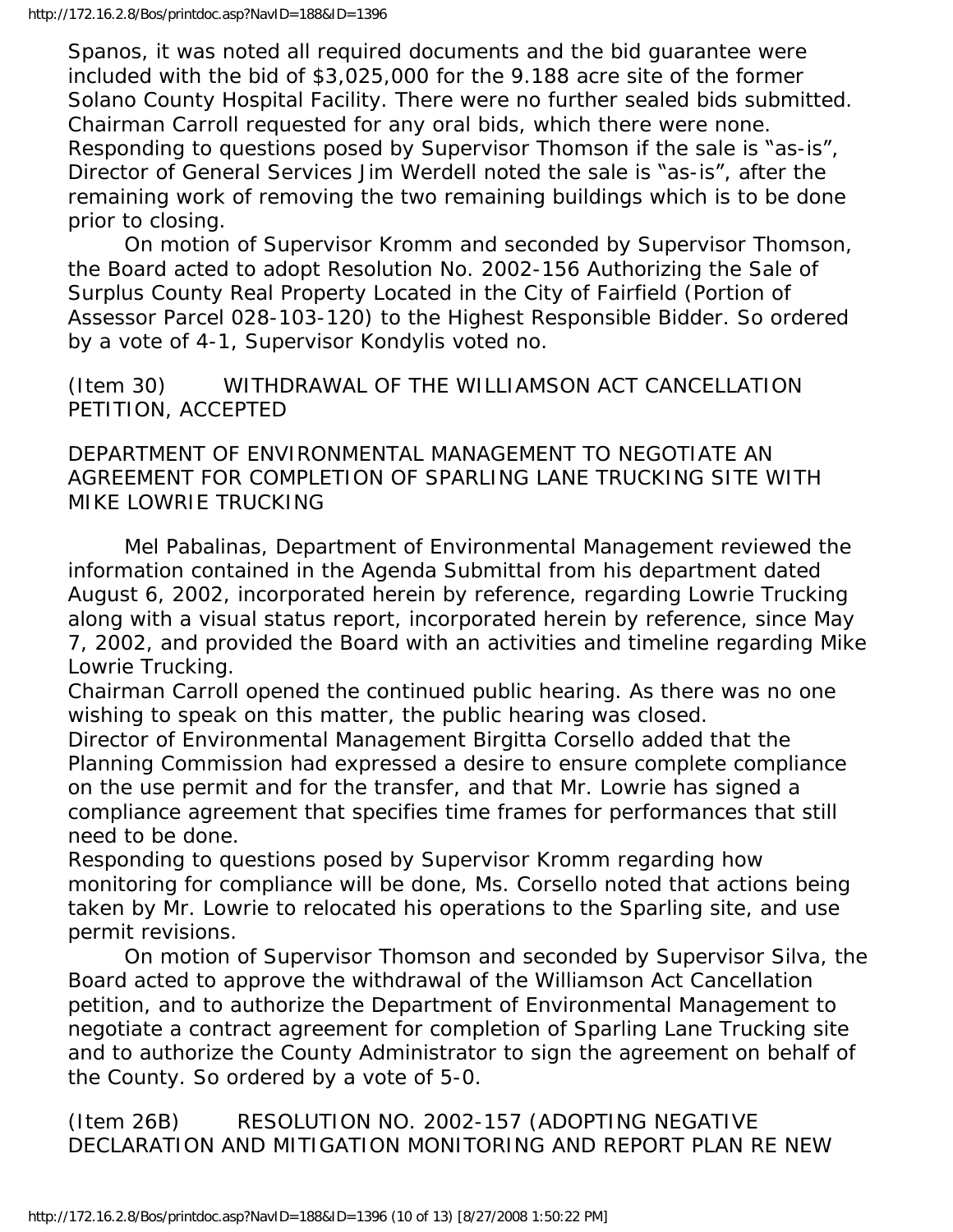Spanos, it was noted all required documents and the bid guarantee were included with the bid of $3,025,000 for the 9.188 acre site of the former Solano County Hospital Facility. There were no further sealed bids submitted. Chairman Carroll requested for any oral bids, which there were none. Responding to questions posed by Supervisor Thomson if the sale is “as-is”, Director of General Services Jim Werdell noted the sale is “as-is”, after the remaining work of removing the two remaining buildings which is to be done prior to closing.

On motion of Supervisor Kromm and seconded by Supervisor Thomson, the Board acted to adopt Resolution No. 2002-156 Authorizing the Sale of Surplus County Real Property Located in the City of Fairfield (Portion of Assessor Parcel 028-103-120) to the Highest Responsible Bidder. So ordered by a vote of 4-1, Supervisor Kondylis voted no.

(Item 30) WITHDRAWAL OF THE WILLIAMSON ACT CANCELLATION PETITION, ACCEPTED

DEPARTMENT OF ENVIRONMENTAL MANAGEMENT TO NEGOTIATE AN AGREEMENT FOR COMPLETION OF SPARLING LANE TRUCKING SITE WITH MIKE LOWRIE TRUCKING

Mel Pabalinas, Department of Environmental Management reviewed the information contained in the Agenda Submittal from his department dated August 6, 2002, incorporated herein by reference, regarding Lowrie Trucking along with a visual status report, incorporated herein by reference, since May 7, 2002, and provided the Board with an activities and timeline regarding Mike Lowrie Trucking.

Chairman Carroll opened the continued public hearing. As there was no one wishing to speak on this matter, the public hearing was closed.

Director of Environmental Management Birgitta Corsello added that the Planning Commission had expressed a desire to ensure complete compliance on the use permit and for the transfer, and that Mr. Lowrie has signed a compliance agreement that specifies time frames for performances that still need to be done.

Responding to questions posed by Supervisor Kromm regarding how monitoring for compliance will be done, Ms. Corsello noted that actions being taken by Mr. Lowrie to relocated his operations to the Sparling site, and use permit revisions.

On motion of Supervisor Thomson and seconded by Supervisor Silva, the Board acted to approve the withdrawal of the Williamson Act Cancellation petition, and to authorize the Department of Environmental Management to negotiate a contract agreement for completion of Sparling Lane Trucking site and to authorize the County Administrator to sign the agreement on behalf of the County. So ordered by a vote of 5-0.

(Item 26B) RESOLUTION NO. 2002-157 (ADOPTING NEGATIVE DECLARATION AND MITIGATION MONITORING AND REPORT PLAN RE NEW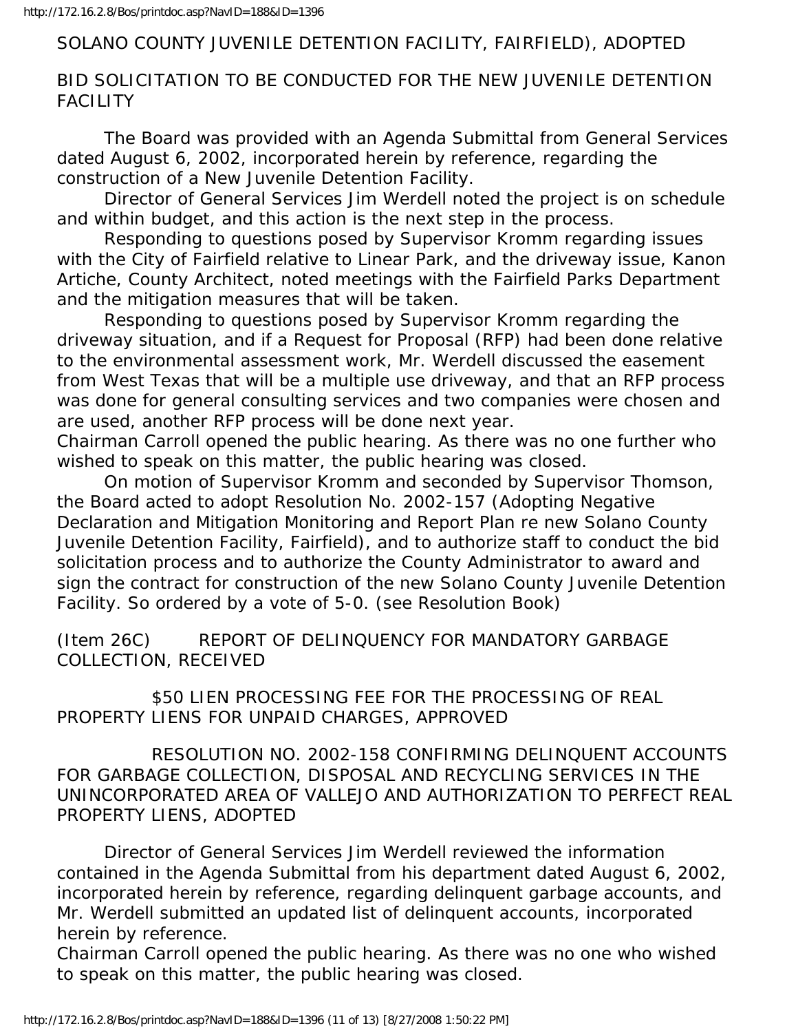SOLANO COUNTY JUVENILE DETENTION FACILITY, FAIRFIELD), ADOPTED

BID SOLICITATION TO BE CONDUCTED FOR THE NEW JUVENILE DETENTION FACILITY

The Board was provided with an Agenda Submittal from General Services dated August 6, 2002, incorporated herein by reference, regarding the construction of a New Juvenile Detention Facility.

Director of General Services Jim Werdell noted the project is on schedule and within budget, and this action is the next step in the process.

Responding to questions posed by Supervisor Kromm regarding issues with the City of Fairfield relative to Linear Park, and the driveway issue, Kanon Artiche, County Architect, noted meetings with the Fairfield Parks Department and the mitigation measures that will be taken.

Responding to questions posed by Supervisor Kromm regarding the driveway situation, and if a Request for Proposal (RFP) had been done relative to the environmental assessment work, Mr. Werdell discussed the easement from West Texas that will be a multiple use driveway, and that an RFP process was done for general consulting services and two companies were chosen and are used, another RFP process will be done next year.

Chairman Carroll opened the public hearing. As there was no one further who wished to speak on this matter, the public hearing was closed.

On motion of Supervisor Kromm and seconded by Supervisor Thomson, the Board acted to adopt Resolution No. 2002-157 (Adopting Negative Declaration and Mitigation Monitoring and Report Plan re new Solano County Juvenile Detention Facility, Fairfield), and to authorize staff to conduct the bid solicitation process and to authorize the County Administrator to award and sign the contract for construction of the new Solano County Juvenile Detention Facility. So ordered by a vote of 5-0. (see Resolution Book)

(Item 26C) REPORT OF DELINQUENCY FOR MANDATORY GARBAGE COLLECTION, RECEIVED

$50 LIEN PROCESSING FEE FOR THE PROCESSING OF REAL PROPERTY LIENS FOR UNPAID CHARGES, APPROVED

RESOLUTION NO. 2002-158 CONFIRMING DELINQUENT ACCOUNTS FOR GARBAGE COLLECTION, DISPOSAL AND RECYCLING SERVICES IN THE UNINCORPORATED AREA OF VALLEJO AND AUTHORIZATION TO PERFECT REAL PROPERTY LIENS, ADOPTED

Director of General Services Jim Werdell reviewed the information contained in the Agenda Submittal from his department dated August 6, 2002, incorporated herein by reference, regarding delinquent garbage accounts, and Mr. Werdell submitted an updated list of delinquent accounts, incorporated herein by reference.

Chairman Carroll opened the public hearing. As there was no one who wished to speak on this matter, the public hearing was closed.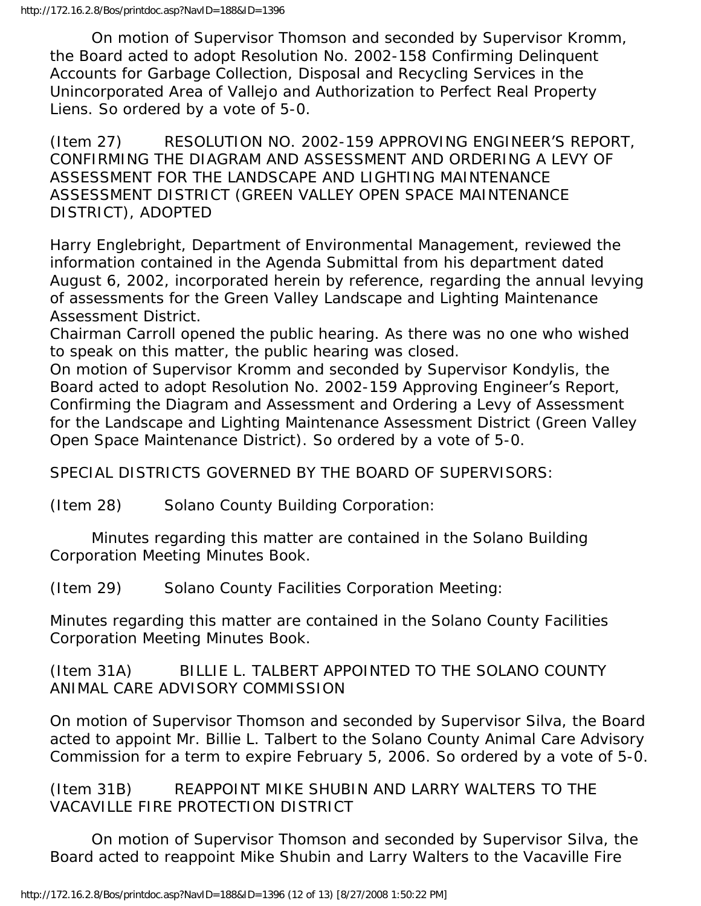On motion of Supervisor Thomson and seconded by Supervisor Kromm, the Board acted to adopt Resolution No. 2002-158 Confirming Delinquent Accounts for Garbage Collection, Disposal and Recycling Services in the Unincorporated Area of Vallejo and Authorization to Perfect Real Property Liens. So ordered by a vote of 5-0.

(Item 27) RESOLUTION NO. 2002-159 APPROVING ENGINEER'S REPORT, CONFIRMING THE DIAGRAM AND ASSESSMENT AND ORDERING A LEVY OF ASSESSMENT FOR THE LANDSCAPE AND LIGHTING MAINTENANCE ASSESSMENT DISTRICT (GREEN VALLEY OPEN SPACE MAINTENANCE DISTRICT), ADOPTED

Harry Englebright, Department of Environmental Management, reviewed the information contained in the Agenda Submittal from his department dated August 6, 2002, incorporated herein by reference, regarding the annual levying of assessments for the Green Valley Landscape and Lighting Maintenance Assessment District.

Chairman Carroll opened the public hearing. As there was no one who wished to speak on this matter, the public hearing was closed.

On motion of Supervisor Kromm and seconded by Supervisor Kondylis, the Board acted to adopt Resolution No. 2002-159 Approving Engineer's Report, Confirming the Diagram and Assessment and Ordering a Levy of Assessment for the Landscape and Lighting Maintenance Assessment District (Green Valley Open Space Maintenance District). So ordered by a vote of 5-0.

SPECIAL DISTRICTS GOVERNED BY THE BOARD OF SUPERVISORS:

(Item 28) Solano County Building Corporation:

Minutes regarding this matter are contained in the Solano Building Corporation Meeting Minutes Book.

(Item 29) Solano County Facilities Corporation Meeting:

Minutes regarding this matter are contained in the Solano County Facilities Corporation Meeting Minutes Book.

(Item 31A) BILLIE L. TALBERT APPOINTED TO THE SOLANO COUNTY ANIMAL CARE ADVISORY COMMISSION

On motion of Supervisor Thomson and seconded by Supervisor Silva, the Board acted to appoint Mr. Billie L. Talbert to the Solano County Animal Care Advisory Commission for a term to expire February 5, 2006. So ordered by a vote of 5-0.

(Item 31B) REAPPOINT MIKE SHUBIN AND LARRY WALTERS TO THE VACAVILLE FIRE PROTECTION DISTRICT

On motion of Supervisor Thomson and seconded by Supervisor Silva, the Board acted to reappoint Mike Shubin and Larry Walters to the Vacaville Fire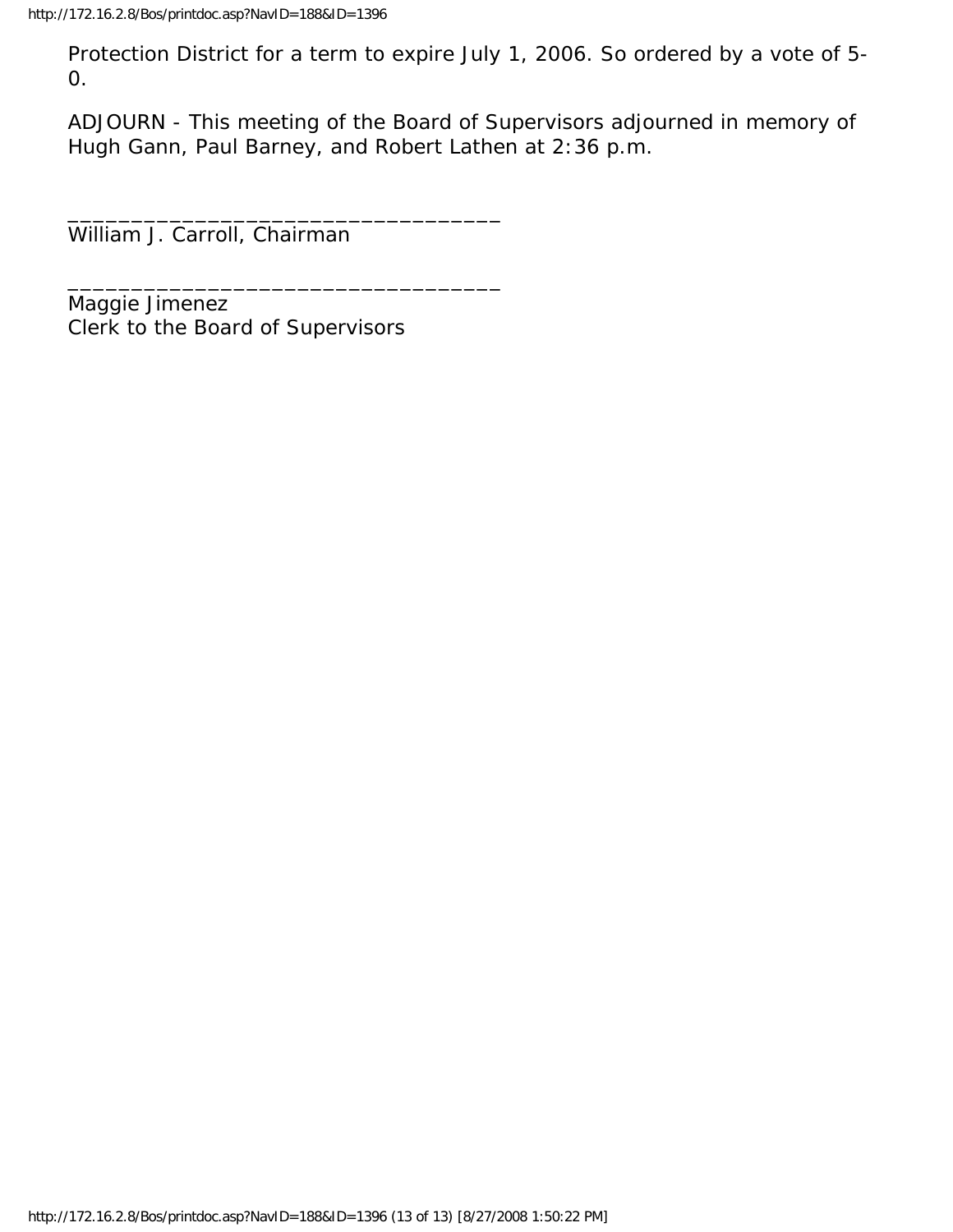Protection District for a term to expire July 1, 2006. So ordered by a vote of 5-0.

ADJOURN - This meeting of the Board of Supervisors adjourned in memory of Hugh Gann, Paul Barney, and Robert Lathen at 2:36 p.m.

_________________________________
William J. Carroll, Chairman

_________________________________
Maggie Jimenez
Clerk to the Board of Supervisors